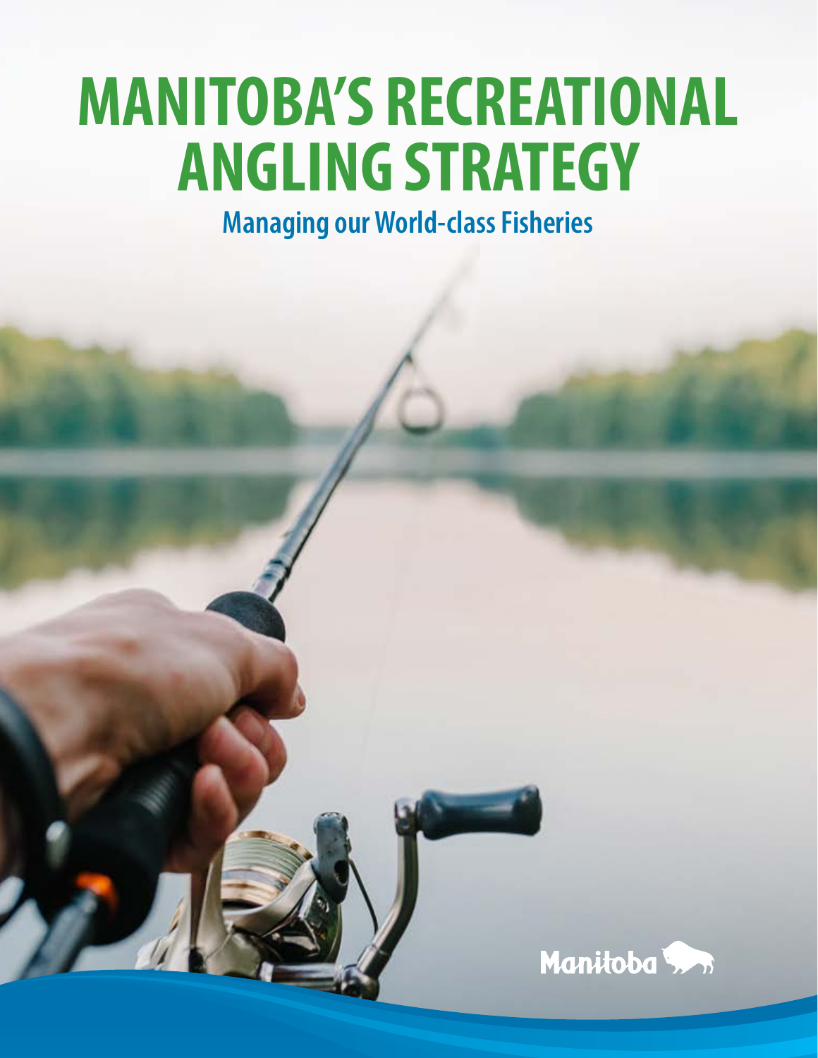# MANITOBA'S RECREATIONAL ANGLING STRATEGY

## Managing our World-class Fisheries

Manitoba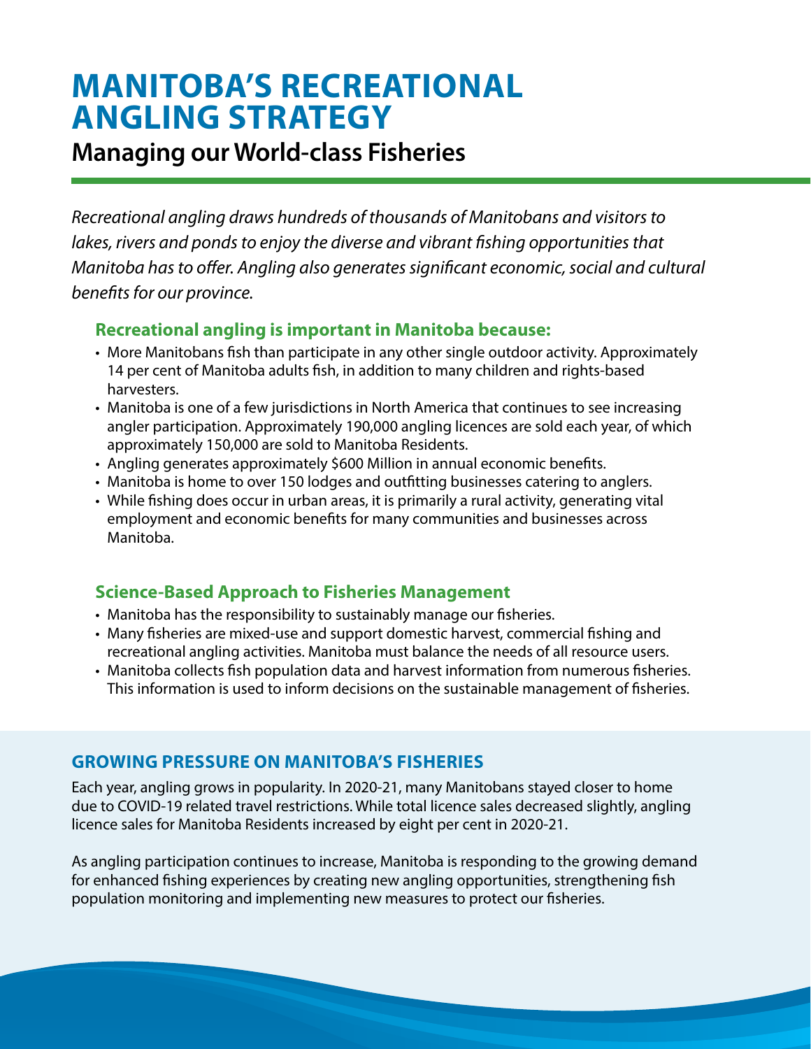# MANITOBA'S RECREATIONAL ANGLING STRATEGY

## Managing our World-class Fisheries

*Recreational angling draws hundreds of thousands of Manitobans and visitors to lakes, rivers and ponds to enjoy the diverse and vibrant fishing opportunities that Manitoba has to offer. Angling also generates significant economic, social and cultural benefits for our province.*

### Recreational angling is important in Manitoba because:

- More Manitobans fish than participate in any other single outdoor activity. Approximately 14 per cent of Manitoba adults fish, in addition to many children and rights-based harvesters.
- Manitoba is one of a few jurisdictions in North America that continues to see increasing angler participation. Approximately 190,000 angling licences are sold each year, of which approximately 150,000 are sold to Manitoba Residents.
- Angling generates approximately $600 Million in annual economic benefits.
- Manitoba is home to over 150 lodges and outfitting businesses catering to anglers.
- While fishing does occur in urban areas, it is primarily a rural activity, generating vital employment and economic benefits for many communities and businesses across Manitoba.

### Science-Based Approach to Fisheries Management

- Manitoba has the responsibility to sustainably manage our fisheries.
- Many fisheries are mixed-use and support domestic harvest, commercial fishing and recreational angling activities. Manitoba must balance the needs of all resource users.
- Manitoba collects fish population data and harvest information from numerous fisheries. This information is used to inform decisions on the sustainable management of fisheries.

### GROWING PRESSURE ON MANITOBA'S FISHERIES

Each year, angling grows in popularity. In 2020-21, many Manitobans stayed closer to home due to COVID-19 related travel restrictions. While total licence sales decreased slightly, angling licence sales for Manitoba Residents increased by eight per cent in 2020-21.

As angling participation continues to increase, Manitoba is responding to the growing demand for enhanced fishing experiences by creating new angling opportunities, strengthening fish population monitoring and implementing new measures to protect our fisheries.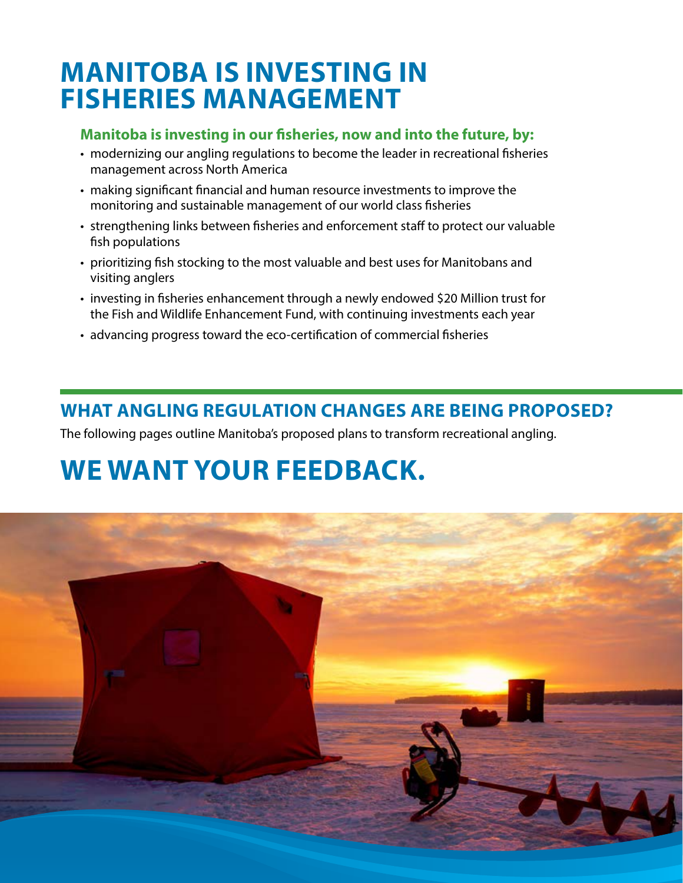# MANITOBA IS INVESTING IN FISHERIES MANAGEMENT

### Manitoba is investing in our fisheries, now and into the future, by:

- modernizing our angling regulations to become the leader in recreational fisheries management across North America
- making significant financial and human resource investments to improve the monitoring and sustainable management of our world class fisheries
- strengthening links between fisheries and enforcement staff to protect our valuable fish populations
- prioritizing fish stocking to the most valuable and best uses for Manitobans and visiting anglers
- investing in fisheries enhancement through a newly endowed $20 Million trust for the Fish and Wildlife Enhancement Fund, with continuing investments each year
- advancing progress toward the eco-certification of commercial fisheries

## WHAT ANGLING REGULATION CHANGES ARE BEING PROPOSED?

The following pages outline Manitoba's proposed plans to transform recreational angling.

# WE WANT YOUR FEEDBACK.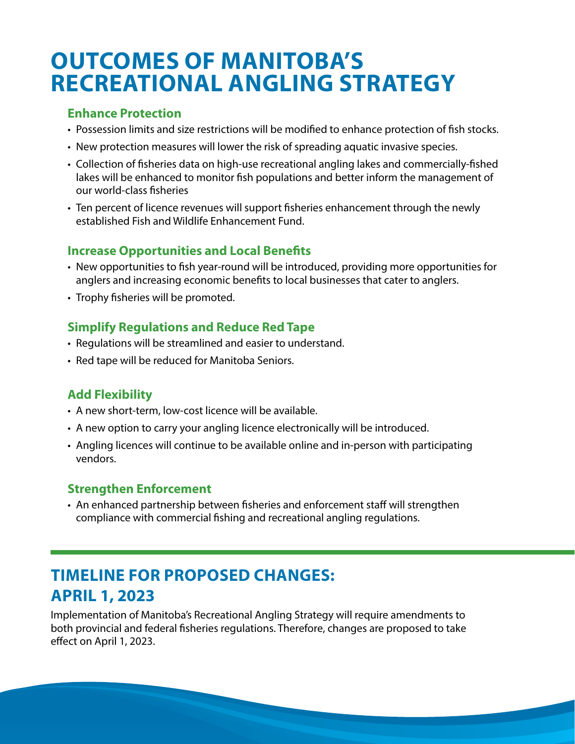# OUTCOMES OF MANITOBA'S RECREATIONAL ANGLING STRATEGY

### Enhance Protection

- Possession limits and size restrictions will be modified to enhance protection of fish stocks.
- New protection measures will lower the risk of spreading aquatic invasive species.
- Collection of fisheries data on high-use recreational angling lakes and commercially-fished lakes will be enhanced to monitor fish populations and better inform the management of our world-class fisheries
- Ten percent of licence revenues will support fisheries enhancement through the newly established Fish and Wildlife Enhancement Fund.

### Increase Opportunities and Local Benefits

- New opportunities to fish year-round will be introduced, providing more opportunities for anglers and increasing economic benefits to local businesses that cater to anglers.
- Trophy fisheries will be promoted.

### Simplify Regulations and Reduce Red Tape

- Regulations will be streamlined and easier to understand.
- Red tape will be reduced for Manitoba Seniors.

### Add Flexibility

- A new short-term, low-cost licence will be available.
- A new option to carry your angling licence electronically will be introduced.
- Angling licences will continue to be available online and in-person with participating vendors.

### Strengthen Enforcement

- An enhanced partnership between fisheries and enforcement staff will strengthen compliance with commercial fishing and recreational angling regulations.

## TIMELINE FOR PROPOSED CHANGES: APRIL 1, 2023

Implementation of Manitoba's Recreational Angling Strategy will require amendments to both provincial and federal fisheries regulations. Therefore, changes are proposed to take effect on April 1, 2023.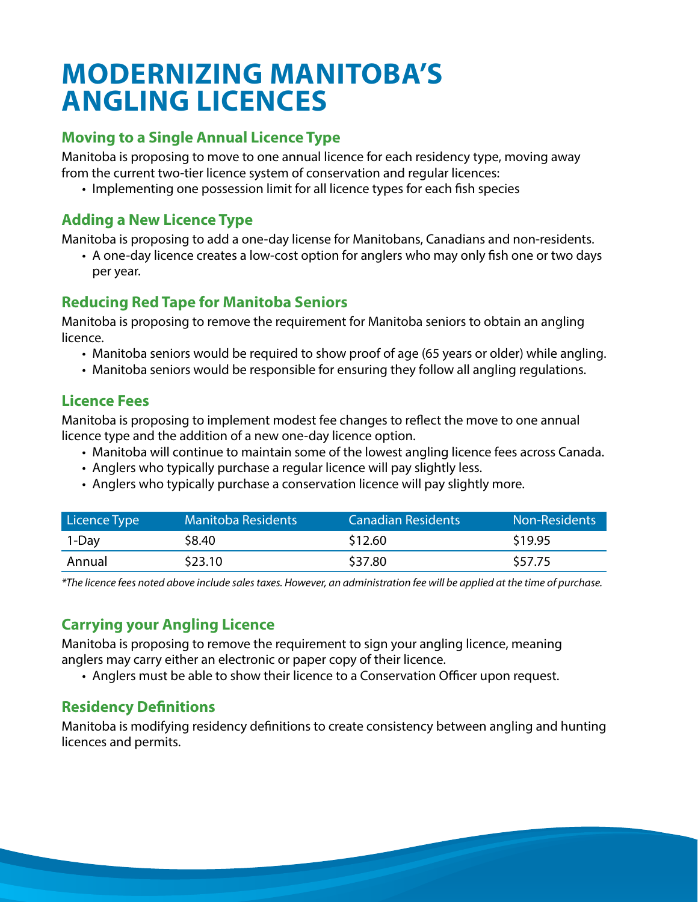# MODERNIZING MANITOBA'S ANGLING LICENCES

## Moving to a Single Annual Licence Type

Manitoba is proposing to move to one annual licence for each residency type, moving away from the current two-tier licence system of conservation and regular licences:

- Implementing one possession limit for all licence types for each fish species

## Adding a New Licence Type

Manitoba is proposing to add a one-day license for Manitobans, Canadians and non-residents.

- A one-day licence creates a low-cost option for anglers who may only fish one or two days per year.

## Reducing Red Tape for Manitoba Seniors

Manitoba is proposing to remove the requirement for Manitoba seniors to obtain an angling licence.

- Manitoba seniors would be required to show proof of age (65 years or older) while angling.
- Manitoba seniors would be responsible for ensuring they follow all angling regulations.

## Licence Fees

Manitoba is proposing to implement modest fee changes to reflect the move to one annual licence type and the addition of a new one-day licence option.

- Manitoba will continue to maintain some of the lowest angling licence fees across Canada.
- Anglers who typically purchase a regular licence will pay slightly less.
- Anglers who typically purchase a conservation licence will pay slightly more.

| Licence Type | Manitoba Residents | Canadian Residents | Non-Residents |
|---|---|---|---|
| 1-Day | $8.40 | $12.60 | $19.95 |
| Annual | $23.10 | $37.80 | $57.75 |

*\*The licence fees noted above include sales taxes. However, an administration fee will be applied at the time of purchase.*

## Carrying your Angling Licence

Manitoba is proposing to remove the requirement to sign your angling licence, meaning anglers may carry either an electronic or paper copy of their licence.

- Anglers must be able to show their licence to a Conservation Officer upon request.

## Residency Definitions

Manitoba is modifying residency definitions to create consistency between angling and hunting licences and permits.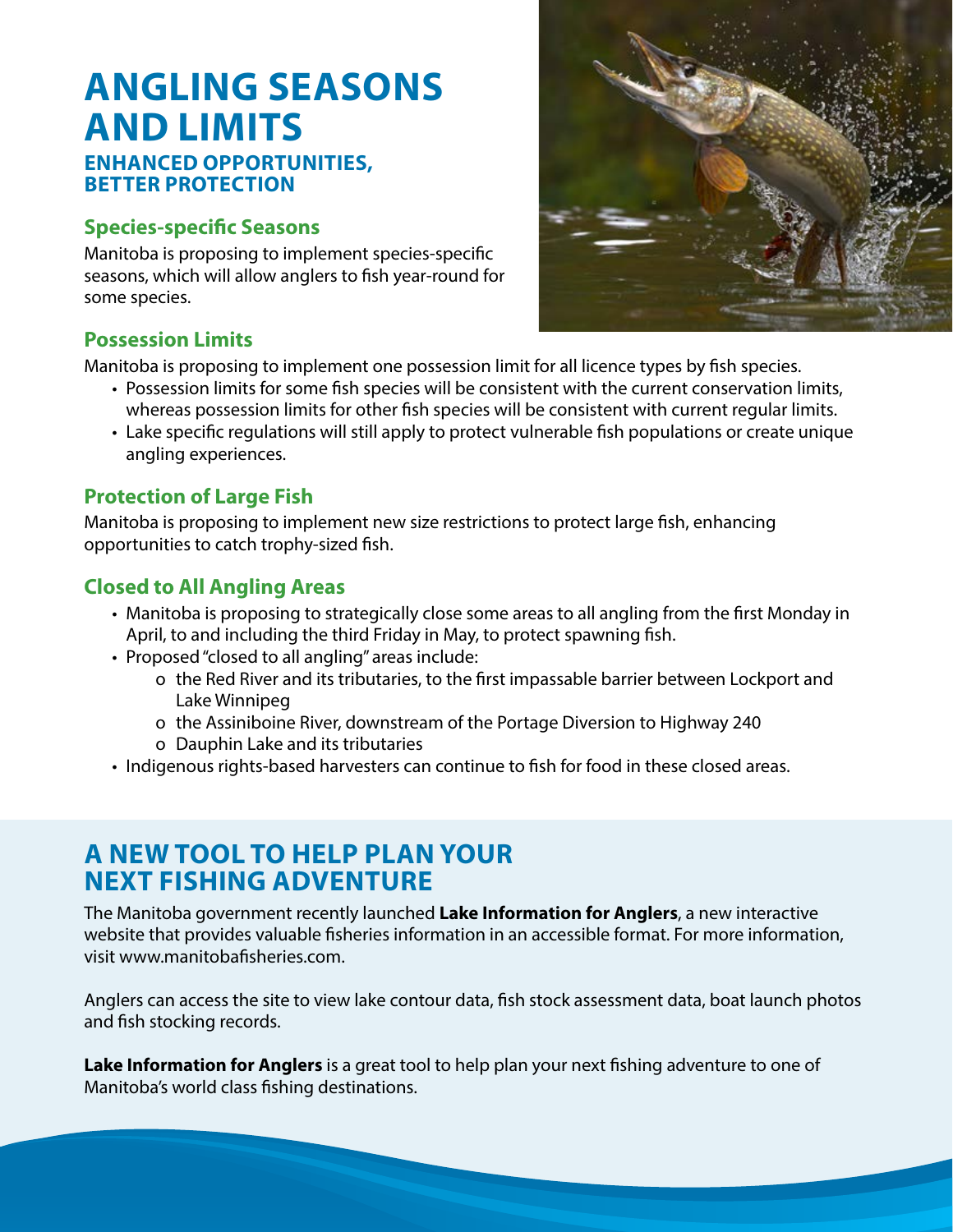# ANGLING SEASONS AND LIMITS

## ENHANCED OPPORTUNITIES, BETTER PROTECTION

### Species-specific Seasons

Manitoba is proposing to implement species-specific seasons, which will allow anglers to fish year-round for some species.

### Possession Limits

Manitoba is proposing to implement one possession limit for all licence types by fish species.

- Possession limits for some fish species will be consistent with the current conservation limits, whereas possession limits for other fish species will be consistent with current regular limits.
- Lake specific regulations will still apply to protect vulnerable fish populations or create unique angling experiences.

### Protection of Large Fish

Manitoba is proposing to implement new size restrictions to protect large fish, enhancing opportunities to catch trophy-sized fish.

### Closed to All Angling Areas

- Manitoba is proposing to strategically close some areas to all angling from the first Monday in April, to and including the third Friday in May, to protect spawning fish.
- Proposed "closed to all angling" areas include:
  - the Red River and its tributaries, to the first impassable barrier between Lockport and Lake Winnipeg
  - the Assiniboine River, downstream of the Portage Diversion to Highway 240
  - Dauphin Lake and its tributaries
- Indigenous rights-based harvesters can continue to fish for food in these closed areas.

# A NEW TOOL TO HELP PLAN YOUR NEXT FISHING ADVENTURE

The Manitoba government recently launched **Lake Information for Anglers**, a new interactive website that provides valuable fisheries information in an accessible format. For more information, visit www.manitobafisheries.com.

Anglers can access the site to view lake contour data, fish stock assessment data, boat launch photos and fish stocking records.

**Lake Information for Anglers** is a great tool to help plan your next fishing adventure to one of Manitoba's world class fishing destinations.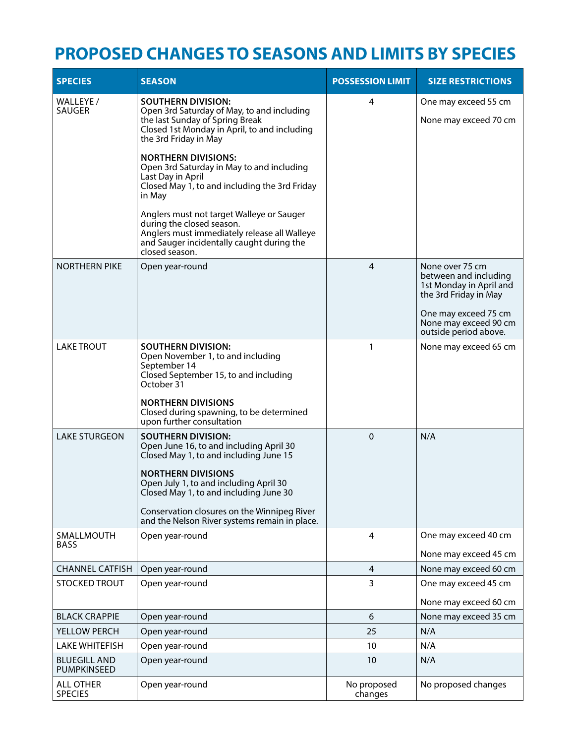# PROPOSED CHANGES TO SEASONS AND LIMITS BY SPECIES

| SPECIES | SEASON | POSSESSION LIMIT | SIZE RESTRICTIONS |
|---|---|---|---|
| WALLEYE / SAUGER | **SOUTHERN DIVISION:**<br>Open 3rd Saturday of May, to and including the last Sunday of Spring Break<br>Closed 1st Monday in April, to and including the 3rd Friday in May<br><br>**NORTHERN DIVISIONS:**<br>Open 3rd Saturday in May to and including Last Day in April<br>Closed May 1, to and including the 3rd Friday in May<br><br>Anglers must not target Walleye or Sauger during the closed season.<br>Anglers must immediately release all Walleye and Sauger incidentally caught during the closed season. | 4 | One may exceed 55 cm<br><br>None may exceed 70 cm |
| NORTHERN PIKE | Open year-round | 4 | None over 75 cm between and including 1st Monday in April and the 3rd Friday in May<br><br>One may exceed 75 cm<br>None may exceed 90 cm outside period above. |
| LAKE TROUT | **SOUTHERN DIVISION:**<br>Open November 1, to and including September 14<br>Closed September 15, to and including October 31<br><br>**NORTHERN DIVISIONS**<br>Closed during spawning, to be determined upon further consultation | 1 | None may exceed 65 cm |
| LAKE STURGEON | **SOUTHERN DIVISION:**<br>Open June 16, to and including April 30<br>Closed May 1, to and including June 15<br><br>**NORTHERN DIVISIONS**<br>Open July 1, to and including April 30<br>Closed May 1, to and including June 30<br><br>Conservation closures on the Winnipeg River and the Nelson River systems remain in place. | 0 | N/A |
| SMALLMOUTH BASS | Open year-round | 4 | One may exceed 40 cm<br><br>None may exceed 45 cm |
| CHANNEL CATFISH | Open year-round | 4 | None may exceed 60 cm |
| STOCKED TROUT | Open year-round | 3 | One may exceed 45 cm<br><br>None may exceed 60 cm |
| BLACK CRAPPIE | Open year-round | 6 | None may exceed 35 cm |
| YELLOW PERCH | Open year-round | 25 | N/A |
| LAKE WHITEFISH | Open year-round | 10 | N/A |
| BLUEGILL AND PUMPKINSEED | Open year-round | 10 | N/A |
| ALL OTHER SPECIES | Open year-round | No proposed changes | No proposed changes |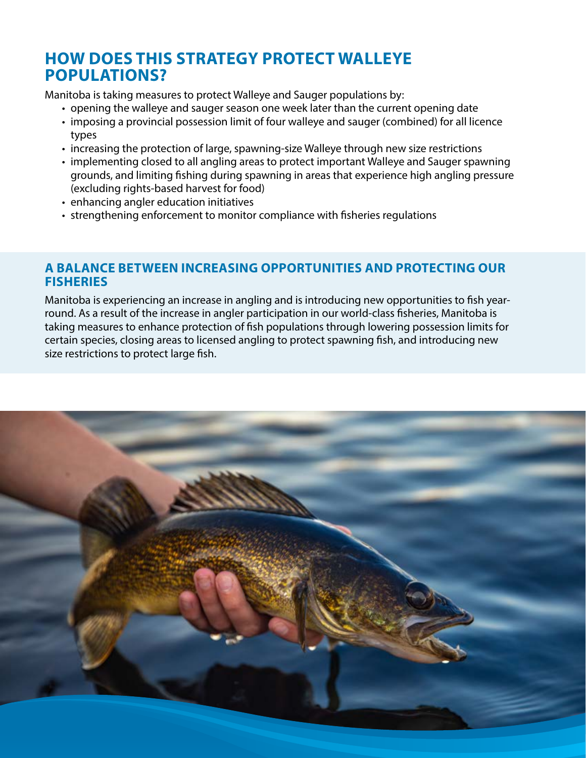## HOW DOES THIS STRATEGY PROTECT WALLEYE POPULATIONS?

Manitoba is taking measures to protect Walleye and Sauger populations by:

- opening the walleye and sauger season one week later than the current opening date
- imposing a provincial possession limit of four walleye and sauger (combined) for all licence types
- increasing the protection of large, spawning-size Walleye through new size restrictions
- implementing closed to all angling areas to protect important Walleye and Sauger spawning grounds, and limiting fishing during spawning in areas that experience high angling pressure (excluding rights-based harvest for food)
- enhancing angler education initiatives
- strengthening enforcement to monitor compliance with fisheries regulations

### A BALANCE BETWEEN INCREASING OPPORTUNITIES AND PROTECTING OUR FISHERIES

Manitoba is experiencing an increase in angling and is introducing new opportunities to fish year-round. As a result of the increase in angler participation in our world-class fisheries, Manitoba is taking measures to enhance protection of fish populations through lowering possession limits for certain species, closing areas to licensed angling to protect spawning fish, and introducing new size restrictions to protect large fish.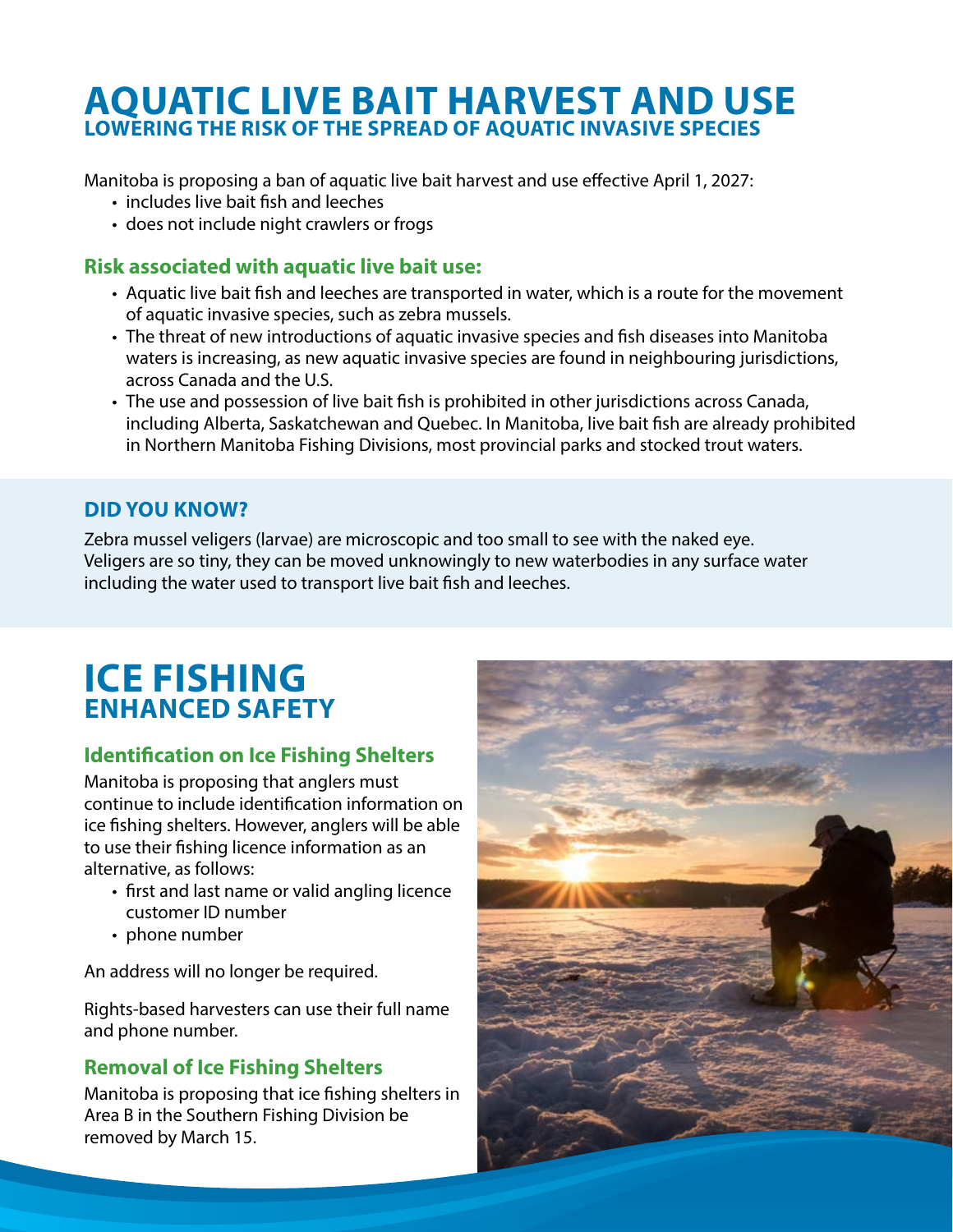# AQUATIC LIVE BAIT HARVEST AND USE

## LOWERING THE RISK OF THE SPREAD OF AQUATIC INVASIVE SPECIES

Manitoba is proposing a ban of aquatic live bait harvest and use effective April 1, 2027:

- includes live bait fish and leeches
- does not include night crawlers or frogs

### Risk associated with aquatic live bait use:

- Aquatic live bait fish and leeches are transported in water, which is a route for the movement of aquatic invasive species, such as zebra mussels.
- The threat of new introductions of aquatic invasive species and fish diseases into Manitoba waters is increasing, as new aquatic invasive species are found in neighbouring jurisdictions, across Canada and the U.S.
- The use and possession of live bait fish is prohibited in other jurisdictions across Canada, including Alberta, Saskatchewan and Quebec. In Manitoba, live bait fish are already prohibited in Northern Manitoba Fishing Divisions, most provincial parks and stocked trout waters.

### DID YOU KNOW?

Zebra mussel veligers (larvae) are microscopic and too small to see with the naked eye. Veligers are so tiny, they can be moved unknowingly to new waterbodies in any surface water including the water used to transport live bait fish and leeches.

# ICE FISHING

## ENHANCED SAFETY

### Identification on Ice Fishing Shelters

Manitoba is proposing that anglers must continue to include identification information on ice fishing shelters. However, anglers will be able to use their fishing licence information as an alternative, as follows:

- first and last name or valid angling licence customer ID number
- phone number

An address will no longer be required.

Rights-based harvesters can use their full name and phone number.

### Removal of Ice Fishing Shelters

Manitoba is proposing that ice fishing shelters in Area B in the Southern Fishing Division be removed by March 15.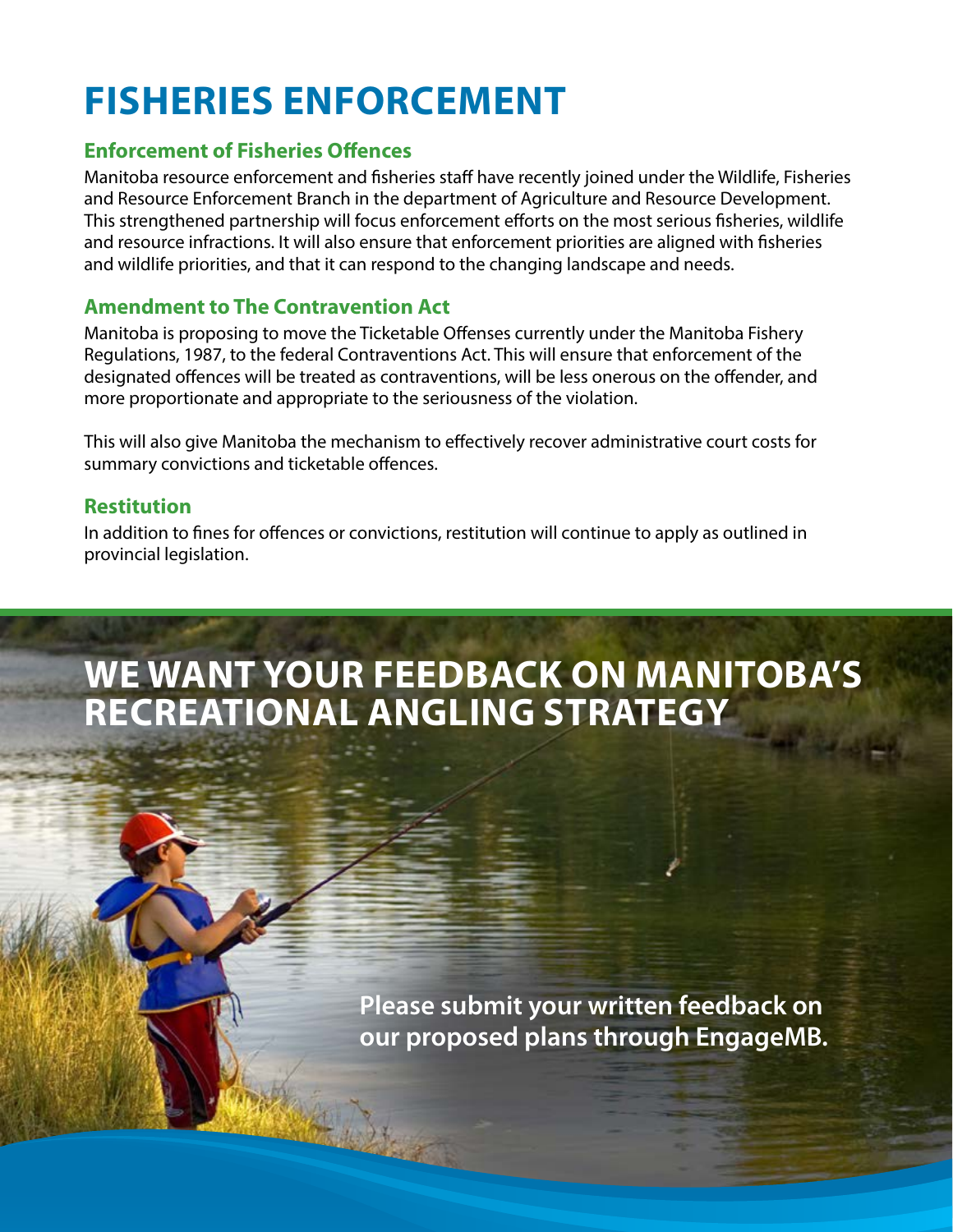# FISHERIES ENFORCEMENT

## Enforcement of Fisheries Offences

Manitoba resource enforcement and fisheries staff have recently joined under the Wildlife, Fisheries and Resource Enforcement Branch in the department of Agriculture and Resource Development. This strengthened partnership will focus enforcement efforts on the most serious fisheries, wildlife and resource infractions. It will also ensure that enforcement priorities are aligned with fisheries and wildlife priorities, and that it can respond to the changing landscape and needs.

## Amendment to The Contravention Act

Manitoba is proposing to move the Ticketable Offenses currently under the Manitoba Fishery Regulations, 1987, to the federal Contraventions Act. This will ensure that enforcement of the designated offences will be treated as contraventions, will be less onerous on the offender, and more proportionate and appropriate to the seriousness of the violation.

This will also give Manitoba the mechanism to effectively recover administrative court costs for summary convictions and ticketable offences.

## Restitution

In addition to fines for offences or convictions, restitution will continue to apply as outlined in provincial legislation.

# WE WANT YOUR FEEDBACK ON MANITOBA'S RECREATIONAL ANGLING STRATEGY

**Please submit your written feedback on our proposed plans through EngageMB.**